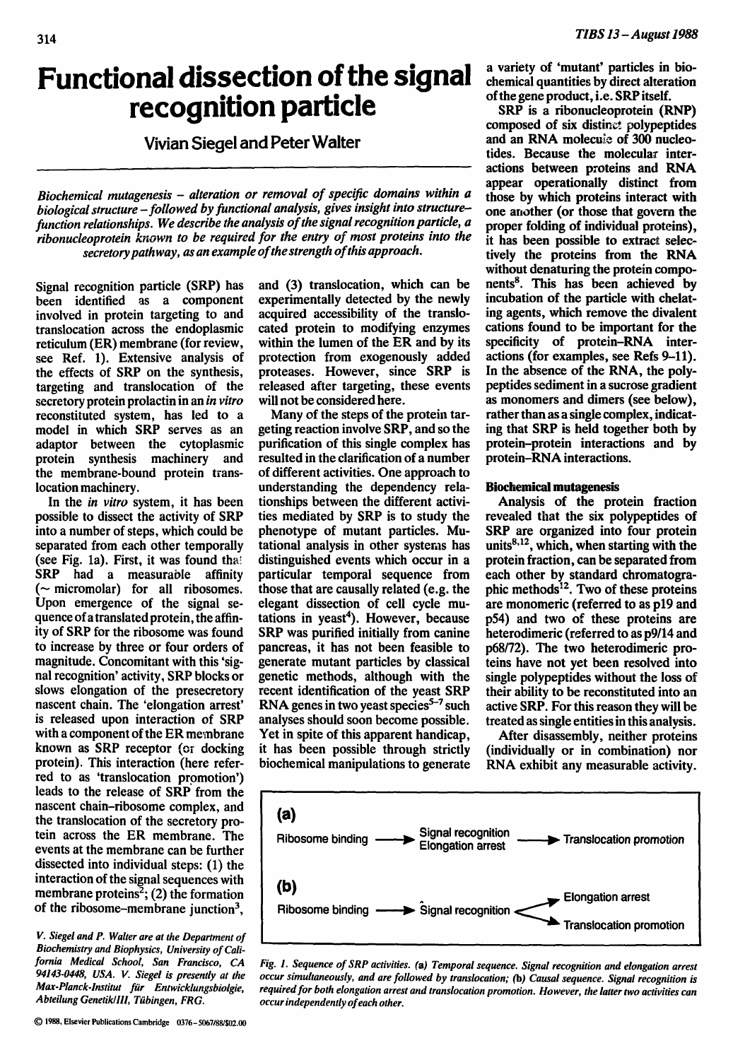# Functional dissection of the signal recognition particle

Vivian Siegel and Peter Walter

*Biochemical mutagenesis – alteration or removal of specific domains within a biological structure – followed by functional analysis, gives insight into structure–function relationships. We describe the analysis of the signal recognition particle, a ribonucleoprotein known to be required for the entry of most proteins into the secretory pathway, as an example of the strength of this approach.*

Signal recognition particle (SRP) has been identified as a component involved in protein targeting to and translocation across the endoplasmic reticulum (ER) membrane (for review, see Ref. 1). Extensive analysis of the effects of SRP on the synthesis, targeting and translocation of the secretory protein prolactin in an *in vitro* reconstituted system, has led to a model in which SRP serves as an adaptor between the cytoplasmic protein synthesis machinery and the membrane-bound protein translocation machinery.

In the *in vitro* system, it has been possible to dissect the activity of SRP into a number of steps, which could be separated from each other temporally (see Fig. 1a). First, it was found that SRP had a measurable affinity (~ micromolar) for all ribosomes. Upon emergence of the signal sequence of a translated protein, the affinity of SRP for the ribosome was found to increase by three or four orders of magnitude. Concomitant with this 'signal recognition' activity, SRP blocks or slows elongation of the presecretory nascent chain. The 'elongation arrest' is released upon interaction of SRP with a component of the ER membrane known as SRP receptor (or docking protein). This interaction (here referred to as 'translocation promotion') leads to the release of SRP from the nascent chain–ribosome complex, and the translocation of the secretory protein across the ER membrane. The events at the membrane can be further dissected into individual steps: (1) the interaction of the signal sequences with membrane proteins[2]; (2) the formation of the ribosome–membrane junction[3], and (3) translocation, which can be experimentally detected by the newly acquired accessibility of the translocated protein to modifying enzymes within the lumen of the ER and by its protection from exogenously added proteases. However, since SRP is released after targeting, these events will not be considered here.

Many of the steps of the protein targeting reaction involve SRP, and so the purification of this single complex has resulted in the clarification of a number of different activities. One approach to understanding the dependency relationships between the different activities mediated by SRP is to study the phenotype of mutant particles. Mutational analysis in other systems has distinguished events which occur in a particular temporal sequence from those that are causally related (e.g. the elegant dissection of cell cycle mutations in yeast[4]). However, because SRP was purified initially from canine pancreas, it has not been feasible to generate mutant particles by classical genetic methods, although with the recent identification of the yeast SRP RNA genes in two yeast species[5–7] such analyses should soon become possible. Yet in spite of this apparent handicap, it has been possible through strictly biochemical manipulations to generate a variety of 'mutant' particles in biochemical quantities by direct alteration of the gene product, i.e. SRP itself.

SRP is a ribonucleoprotein (RNP) composed of six distinct polypeptides and an RNA molecule of 300 nucleotides. Because the molecular interactions between proteins and RNA appear operationally distinct from those by which proteins interact with one another (or those that govern the proper folding of individual proteins), it has been possible to extract selectively the proteins from the RNA without denaturing the protein components[8]. This has been achieved by incubation of the particle with chelating agents, which remove the divalent cations found to be important for the specificity of protein–RNA interactions (for examples, see Refs 9–11). In the absence of the RNA, the polypeptides sediment in a sucrose gradient as monomers and dimers (see below), rather than as a single complex, indicating that SRP is held together both by protein–protein interactions and by protein–RNA interactions.

## Biochemical mutagenesis

Analysis of the protein fraction revealed that the six polypeptides of SRP are organized into four protein units[8,12], which, when starting with the protein fraction, can be separated from each other by standard chromatographic methods[12]. Two of these proteins are monomeric (referred to as p19 and p54) and two of these proteins are heterodimeric (referred to as p9/14 and p68/72). The two heterodimeric proteins have not yet been resolved into single polypeptides without the loss of their ability to be reconstituted into an active SRP. For this reason they will be treated as single entities in this analysis.

After disassembly, neither proteins (individually or in combination) nor RNA exhibit any measurable activity.

(a)
Ribosome binding → Signal recognition / Elongation arrest → Translocation promotion

(b)
Ribosome binding → Signal recognition → Elongation arrest / Translocation promotion

*Fig. 1. Sequence of SRP activities. (a) Temporal sequence. Signal recognition and elongation arrest occur simultaneously, and are followed by translocation; (b) Causal sequence. Signal recognition is required for both elongation arrest and translocation promotion. However, the latter two activities can occur independently of each other.*

V. Siegel and P. Walter are at the Department of Biochemistry and Biophysics, University of California Medical School, San Francisco, CA 94143-0448, USA. V. Siegel is presently at the Max-Planck-Institut für Entwicklungsbiolgie, Abteilung GenetikIII, Tübingen, FRG.

© 1988, Elsevier Publications Cambridge 0376-5067/88/$02.00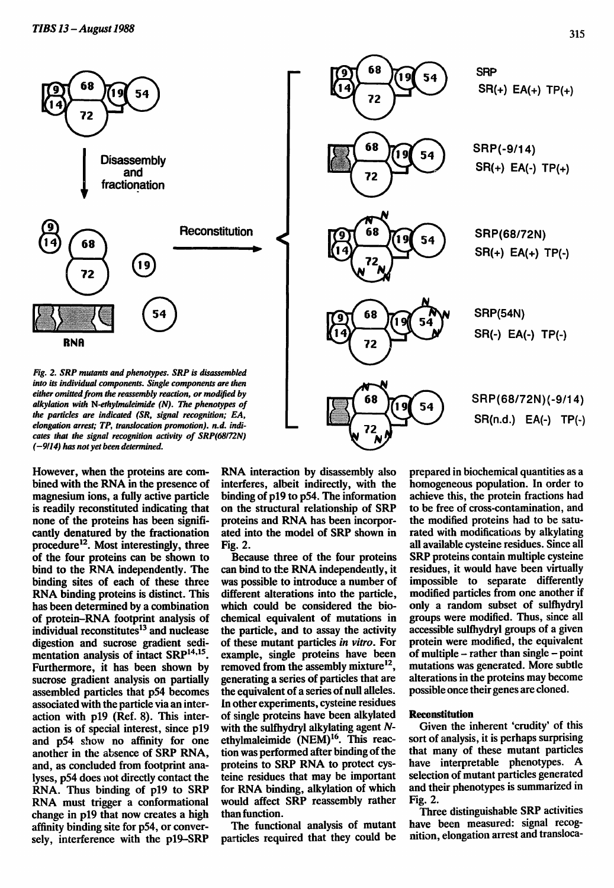Fig. 2. *SRP mutants and phenotypes. SRP is disassembled into its individual components. Single components are then either omitted from the reassembly reaction, or modified by alkylation with N-ethylmaleimide (N). The phenotypes of the particles are indicated (SR, signal recognition; EA, elongation arrest; TP, translocation promotion). n.d. indicates that the signal recognition activity of SRP(68/72N) (−9/14) has not yet been determined.*

However, when the proteins are combined with the RNA in the presence of magnesium ions, a fully active particle is readily reconstituted indicating that none of the proteins has been significantly denatured by the fractionation procedure[12]. Most interestingly, three of the four proteins can be shown to bind to the RNA independently. The binding sites of each of these three RNA binding proteins is distinct. This has been determined by a combination of protein–RNA footprint analysis of individual reconstitutes[13] and nuclease digestion and sucrose gradient sedimentation analysis of intact SRP[14,15]. Furthermore, it has been shown by sucrose gradient analysis on partially assembled particles that p54 becomes associated with the particle via an interaction with p19 (Ref. 8). This interaction is of special interest, since p19 and p54 show no affinity for one another in the absence of SRP RNA, and, as concluded from footprint analyses, p54 does not directly contact the RNA. Thus binding of p19 to SRP RNA must trigger a conformational change in p19 that now creates a high affinity binding site for p54, or conversely, interference with the p19–SRP RNA interaction by disassembly also interferes, albeit indirectly, with the binding of p19 to p54. The information on the structural relationship of SRP proteins and RNA has been incorporated into the model of SRP shown in Fig. 2.

Because three of the four proteins can bind to the RNA independently, it was possible to introduce a number of different alterations into the particle, which could be considered the biochemical equivalent of mutations in the particle, and to assay the activity of these mutant particles *in vitro*. For example, single proteins have been removed from the assembly mixture[12], generating a series of particles that are the equivalent of a series of null alleles. In other experiments, cysteine residues of single proteins have been alkylated with the sulfhydryl alkylating agent *N*-ethylmaleimide (NEM)[16]. This reaction was performed after binding of the proteins to SRP RNA to protect cysteine residues that may be important for RNA binding, alkylation of which would affect SRP reassembly rather than function.

The functional analysis of mutant particles required that they could be prepared in biochemical quantities as a homogeneous population. In order to achieve this, the protein fractions had to be free of cross-contamination, and the modified proteins had to be saturated with modifications by alkylating all available cysteine residues. Since all SRP proteins contain multiple cysteine residues, it would have been virtually impossible to separate differently modified particles from one another if only a random subset of sulfhydryl groups were modified. Thus, since all accessible sulfhydryl groups of a given protein were modified, the equivalent of multiple – rather than single – point mutations was generated. More subtle alterations in the proteins may become possible once their genes are cloned.

## Reconstitution

Given the inherent 'crudity' of this sort of analysis, it is perhaps surprising that many of these mutant particles have interpretable phenotypes. A selection of mutant particles generated and their phenotypes is summarized in Fig. 2.

Three distinguishable SRP activities have been measured: signal recognition, elongation arrest and transloca-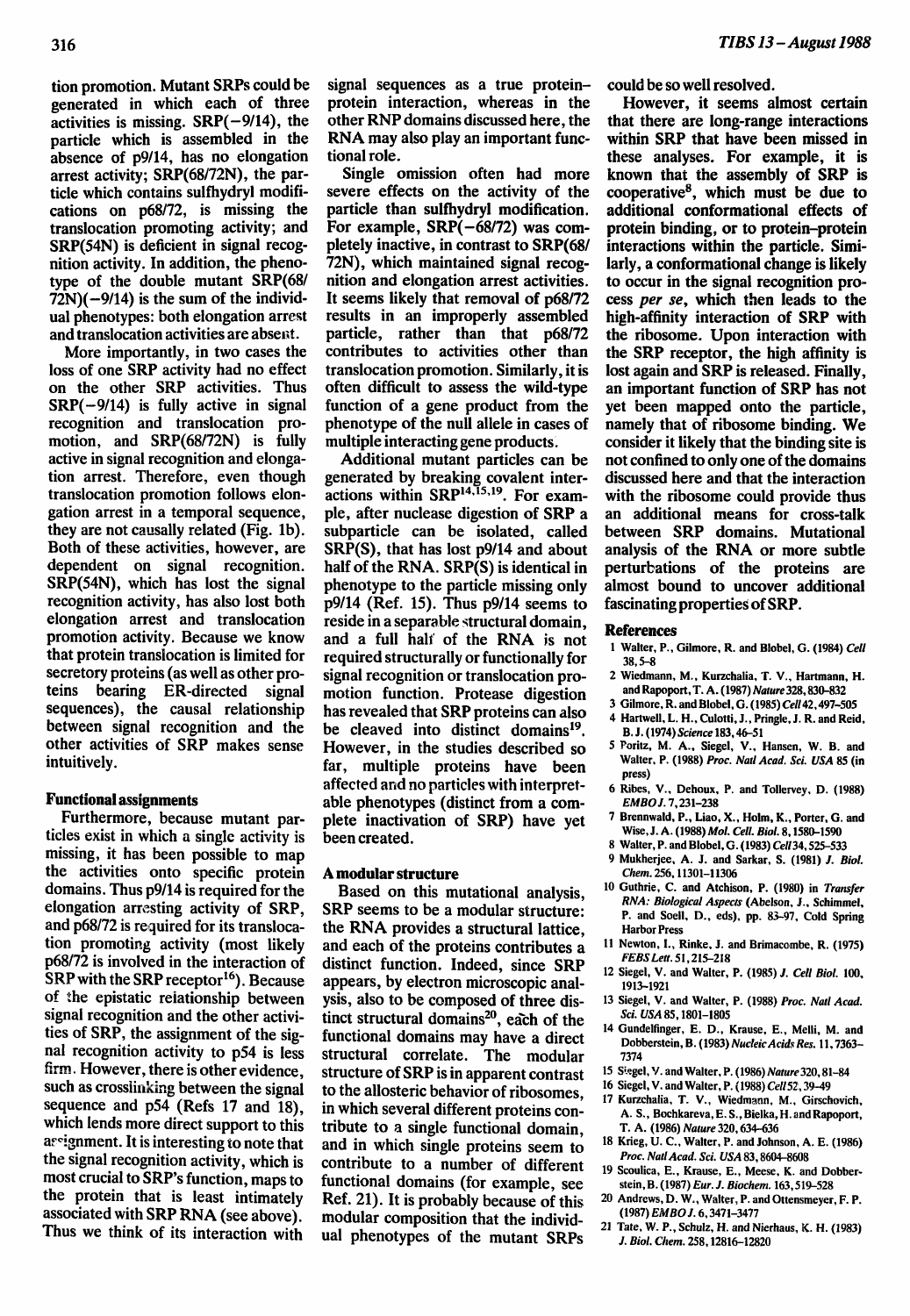tion promotion. Mutant SRPs could be generated in which each of three activities is missing. SRP(−9/14), the particle which is assembled in the absence of p9/14, has no elongation arrest activity; SRP(68/72N), the particle which contains sulfhydryl modifications on p68/72, is missing the translocation promoting activity; and SRP(54N) is deficient in signal recognition activity. In addition, the phenotype of the double mutant SRP(68/72N)(−9/14) is the sum of the individual phenotypes: both elongation arrest and translocation activities are absent.

More importantly, in two cases the loss of one SRP activity had no effect on the other SRP activities. Thus SRP(−9/14) is fully active in signal recognition and translocation promotion, and SRP(68/72N) is fully active in signal recognition and elongation arrest. Therefore, even though translocation promotion follows elongation arrest in a temporal sequence, they are not causally related (Fig. 1b). Both of these activities, however, are dependent on signal recognition. SRP(54N), which has lost the signal recognition activity, has also lost both elongation arrest and translocation promotion activity. Because we know that protein translocation is limited for secretory proteins (as well as other proteins bearing ER-directed signal sequences), the causal relationship between signal recognition and the other activities of SRP makes sense intuitively.

## Functional assignments

Furthermore, because mutant particles exist in which a single activity is missing, it has been possible to map the activities onto specific protein domains. Thus p9/14 is required for the elongation arresting activity of SRP, and p68/72 is required for its translocation promoting activity (most likely p68/72 is involved in the interaction of SRP with the SRP receptor[16]). Because of the epistatic relationship between signal recognition and the other activities of SRP, the assignment of the signal recognition activity to p54 is less firm. However, there is other evidence, such as crosslinking between the signal sequence and p54 (Refs 17 and 18), which lends more direct support to this assignment. It is interesting to note that the signal recognition activity, which is most crucial to SRP's function, maps to the protein that is least intimately associated with SRP RNA (see above). Thus we think of its interaction with signal sequences as a true protein–protein interaction, whereas in the other RNP domains discussed here, the RNA may also play an important functional role.

Single omission often had more severe effects on the activity of the particle than sulfhydryl modification. For example, SRP(−68/72) was completely inactive, in contrast to SRP(68/72N), which maintained signal recognition and elongation arrest activities. It seems likely that removal of p68/72 results in an improperly assembled particle, rather than that p68/72 contributes to activities other than translocation promotion. Similarly, it is often difficult to assess the wild-type function of a gene product from the phenotype of the null allele in cases of multiple interacting gene products.

Additional mutant particles can be generated by breaking covalent interactions within SRP[14,15,19]. For example, after nuclease digestion of SRP a subparticle can be isolated, called SRP(S), that has lost p9/14 and about half of the RNA. SRP(S) is identical in phenotype to the particle missing only p9/14 (Ref. 15). Thus p9/14 seems to reside in a separable structural domain, and a full half of the RNA is not required structurally or functionally for signal recognition or translocation promotion function. Protease digestion has revealed that SRP proteins can also be cleaved into distinct domains[19]. However, in the studies described so far, multiple proteins have been affected and no particles with interpretable phenotypes (distinct from a complete inactivation of SRP) have yet been created.

## A modular structure

Based on this mutational analysis, SRP seems to be a modular structure: the RNA provides a structural lattice, and each of the proteins contributes a distinct function. Indeed, since SRP appears, by electron microscopic analysis, also to be composed of three distinct structural domains[20], each of the functional domains may have a direct structural correlate. The modular structure of SRP is in apparent contrast to the allosteric behavior of ribosomes, in which several different proteins contribute to a single functional domain, and in which single proteins seem to contribute to a number of different functional domains (for example, see Ref. 21). It is probably because of this modular composition that the individual phenotypes of the mutant SRPs could be so well resolved.

However, it seems almost certain that there are long-range interactions within SRP that have been missed in these analyses. For example, it is known that the assembly of SRP is cooperative[8], which must be due to additional conformational effects of protein binding, or to protein–protein interactions within the particle. Similarly, a conformational change is likely to occur in the signal recognition process *per se*, which then leads to the high-affinity interaction of SRP with the ribosome. Upon interaction with the SRP receptor, the high affinity is lost again and SRP is released. Finally, an important function of SRP has not yet been mapped onto the particle, namely that of ribosome binding. We consider it likely that the binding site is not confined to only one of the domains discussed here and that the interaction with the ribosome could provide thus an additional means for cross-talk between SRP domains. Mutational analysis of the RNA or more subtle perturbations of the proteins are almost bound to uncover additional fascinating properties of SRP.

## References

1. Walter, P., Gilmore, R. and Blobel, G. (1984) *Cell* 38, 5–8
2. Wiedmann, M., Kurzchalia, T. V., Hartmann, H. and Rapoport, T. A. (1987) *Nature* 328, 830–832
3. Gilmore, R. and Blobel, G. (1985) *Cell* 42, 497–505
4. Hartwell, L. H., Culotti, J., Pringle, J. R. and Reid, B. J. (1974) *Science* 183, 46–51
5. Poritz, M. A., Siegel, V., Hansen, W. B. and Walter, P. (1988) *Proc. Natl Acad. Sci. USA* 85 (in press)
6. Ribes, V., Dehoux, P. and Tollervey, D. (1988) *EMBO J.* 7, 231–238
7. Brennwald, P., Liao, X., Holm, K., Porter, G. and Wise, J. A. (1988) *Mol. Cell. Biol.* 8, 1580–1590
8. Walter, P. and Blobel, G. (1983) *Cell* 34, 525–533
9. Mukherjee, A. J. and Sarkar, S. (1981) *J. Biol. Chem.* 256, 11301–11306
10. Guthrie, C. and Atchison, P. (1980) in *Transfer RNA: Biological Aspects* (Abelson, J., Schimmel, P. and Soell, D., eds), pp. 83–97, Cold Spring Harbor Press
11. Newton, I., Rinke, J. and Brimacombe, R. (1975) *FEBS Lett.* 51, 215–218
12. Siegel, V. and Walter, P. (1985) *J. Cell Biol.* 100, 1913–1921
13. Siegel, V. and Walter, P. (1988) *Proc. Natl Acad. Sci. USA* 85, 1801–1805
14. Gundelfinger, E. D., Krause, E., Melli, M. and Dobberstein, B. (1983) *Nucleic Acids Res.* 11, 7363–7374
15. Siegel, V. and Walter, P. (1986) *Nature* 320, 81–84
16. Siegel, V. and Walter, P. (1988) *Cell* 52, 39–49
17. Kurzchalia, T. V., Wiedmann, M., Girschovich, A. S., Bochkareva, E. S., Bielka, H. and Rapoport, T. A. (1986) *Nature* 320, 634–636
18. Krieg, U. C., Walter, P. and Johnson, A. E. (1986) *Proc. Natl Acad. Sci. USA* 83, 8604–8608
19. Scoulica, E., Krause, E., Meese, K. and Dobberstein, B. (1987) *Eur. J. Biochem.* 163, 519–528
20. Andrews, D. W., Walter, P. and Ottensmeyer, F. P. (1987) *EMBO J.* 6, 3471–3477
21. Tate, W. P., Schulz, H. and Nierhaus, K. H. (1983) *J. Biol. Chem.* 258, 12816–12820